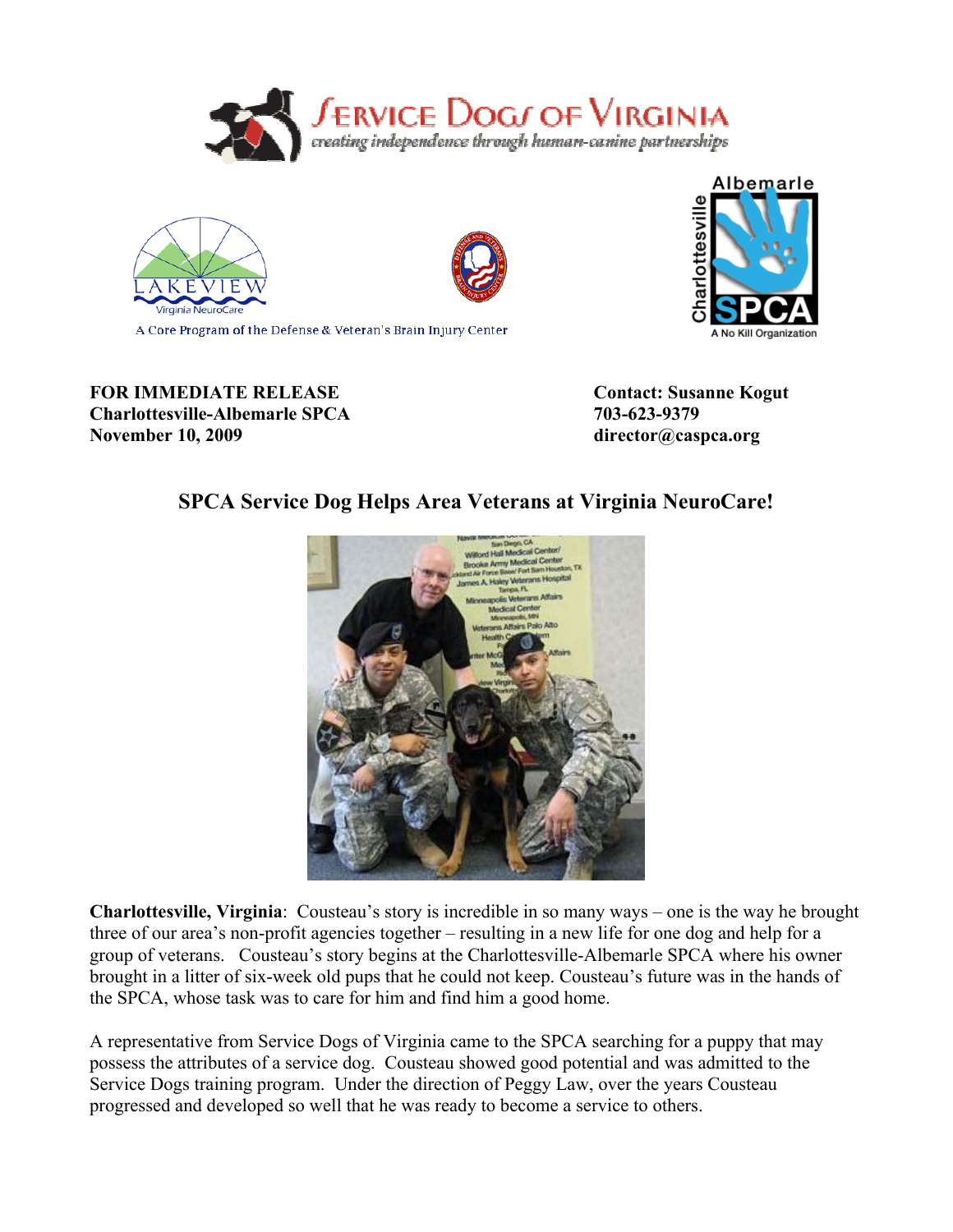SERVICE DOGS OF VIRGINIA
*creating independence through human-canine partnerships*

LAKEVIEW Virginia NeuroCare

A Core Program of the Defense & Veteran's Brain Injury Center

Charlottesville Albemarle SPCA
A No Kill Organization

**FOR IMMEDIATE RELEASE**
**Charlottesville-Albemarle SPCA**
**November 10, 2009**

**Contact: Susanne Kogut**
**703-623-9379**
**director@caspca.org**

## SPCA Service Dog Helps Area Veterans at Virginia NeuroCare!

**Charlottesville, Virginia**: Cousteau's story is incredible in so many ways – one is the way he brought three of our area's non-profit agencies together – resulting in a new life for one dog and help for a group of veterans. Cousteau's story begins at the Charlottesville-Albemarle SPCA where his owner brought in a litter of six-week old pups that he could not keep. Cousteau's future was in the hands of the SPCA, whose task was to care for him and find him a good home.

A representative from Service Dogs of Virginia came to the SPCA searching for a puppy that may possess the attributes of a service dog. Cousteau showed good potential and was admitted to the Service Dogs training program. Under the direction of Peggy Law, over the years Cousteau progressed and developed so well that he was ready to become a service to others.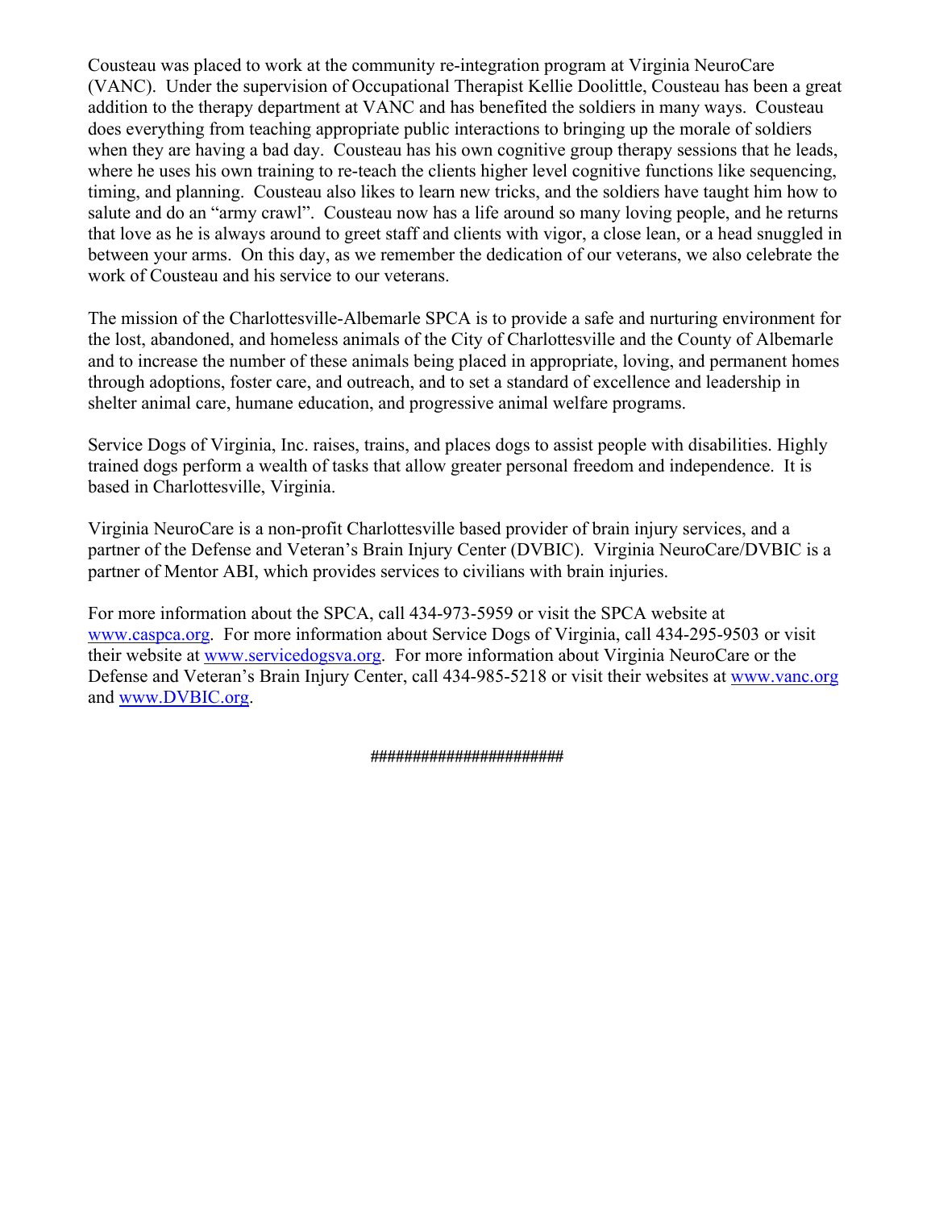Cousteau was placed to work at the community re-integration program at Virginia NeuroCare (VANC). Under the supervision of Occupational Therapist Kellie Doolittle, Cousteau has been a great addition to the therapy department at VANC and has benefited the soldiers in many ways. Cousteau does everything from teaching appropriate public interactions to bringing up the morale of soldiers when they are having a bad day. Cousteau has his own cognitive group therapy sessions that he leads, where he uses his own training to re-teach the clients higher level cognitive functions like sequencing, timing, and planning. Cousteau also likes to learn new tricks, and the soldiers have taught him how to salute and do an "army crawl". Cousteau now has a life around so many loving people, and he returns that love as he is always around to greet staff and clients with vigor, a close lean, or a head snuggled in between your arms. On this day, as we remember the dedication of our veterans, we also celebrate the work of Cousteau and his service to our veterans.

The mission of the Charlottesville-Albemarle SPCA is to provide a safe and nurturing environment for the lost, abandoned, and homeless animals of the City of Charlottesville and the County of Albemarle and to increase the number of these animals being placed in appropriate, loving, and permanent homes through adoptions, foster care, and outreach, and to set a standard of excellence and leadership in shelter animal care, humane education, and progressive animal welfare programs.

Service Dogs of Virginia, Inc. raises, trains, and places dogs to assist people with disabilities. Highly trained dogs perform a wealth of tasks that allow greater personal freedom and independence. It is based in Charlottesville, Virginia.

Virginia NeuroCare is a non-profit Charlottesville based provider of brain injury services, and a partner of the Defense and Veteran's Brain Injury Center (DVBIC). Virginia NeuroCare/DVBIC is a partner of Mentor ABI, which provides services to civilians with brain injuries.

For more information about the SPCA, call 434-973-5959 or visit the SPCA website at www.caspca.org. For more information about Service Dogs of Virginia, call 434-295-9503 or visit their website at www.servicedogsva.org. For more information about Virginia NeuroCare or the Defense and Veteran's Brain Injury Center, call 434-985-5218 or visit their websites at www.vanc.org and www.DVBIC.org.

######################